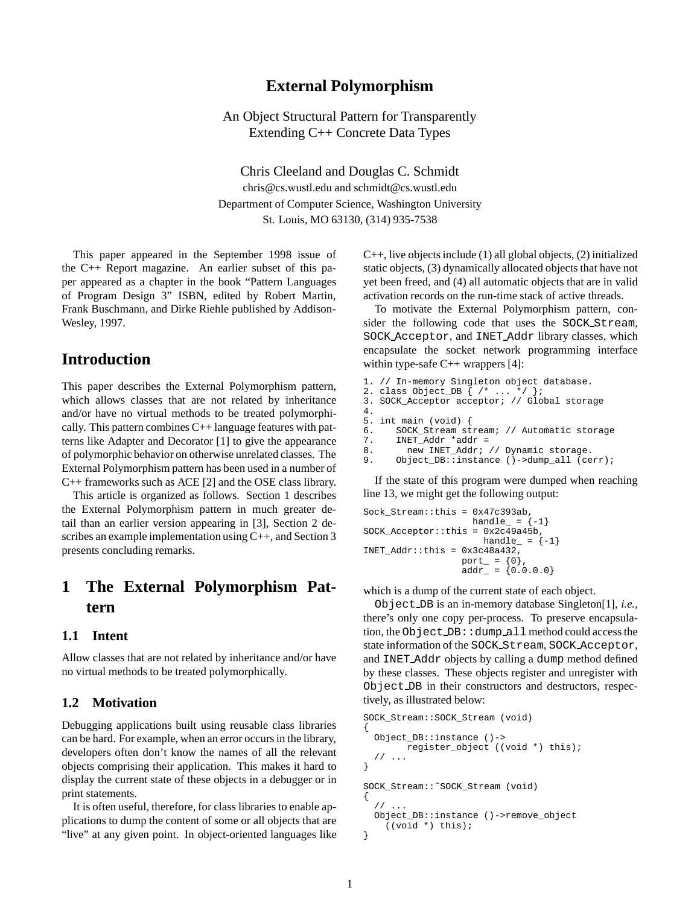# External Polymorphism

An Object Structural Pattern for Transparently Extending C++ Concrete Data Types

Chris Cleeland and Douglas C. Schmidt
chris@cs.wustl.edu and schmidt@cs.wustl.edu
Department of Computer Science, Washington University
St. Louis, MO 63130, (314) 935-7538

This paper appeared in the September 1998 issue of the C++ Report magazine. An earlier subset of this paper appeared as a chapter in the book "Pattern Languages of Program Design 3" ISBN, edited by Robert Martin, Frank Buschmann, and Dirke Riehle published by Addison-Wesley, 1997.

## Introduction

This paper describes the External Polymorphism pattern, which allows classes that are not related by inheritance and/or have no virtual methods to be treated polymorphically. This pattern combines C++ language features with patterns like Adapter and Decorator [1] to give the appearance of polymorphic behavior on otherwise unrelated classes. The External Polymorphism pattern has been used in a number of C++ frameworks such as ACE [2] and the OSE class library.

This article is organized as follows. Section 1 describes the External Polymorphism pattern in much greater detail than an earlier version appearing in [3], Section 2 describes an example implementation using C++, and Section 3 presents concluding remarks.

## 1 The External Polymorphism Pattern

### 1.1 Intent

Allow classes that are not related by inheritance and/or have no virtual methods to be treated polymorphically.

### 1.2 Motivation

Debugging applications built using reusable class libraries can be hard. For example, when an error occurs in the library, developers often don't know the names of all the relevant objects comprising their application. This makes it hard to display the current state of these objects in a debugger or in print statements.

It is often useful, therefore, for class libraries to enable applications to dump the content of some or all objects that are "live" at any given point. In object-oriented languages like C++, live objects include (1) all global objects, (2) initialized static objects, (3) dynamically allocated objects that have not yet been freed, and (4) all automatic objects that are in valid activation records on the run-time stack of active threads.

To motivate the External Polymorphism pattern, consider the following code that uses the `SOCK_Stream`, `SOCK_Acceptor`, and `INET_Addr` library classes, which encapsulate the socket network programming interface within type-safe C++ wrappers [4]:

```
1. // In-memory Singleton object database.
2. class Object_DB { /* ... */ };
3. SOCK_Acceptor acceptor; // Global storage
4.
5. int main (void) {
6.    SOCK_Stream stream; // Automatic storage
7.    INET_Addr *addr =
8.      new INET_Addr; // Dynamic storage.
9.    Object_DB::instance ()->dump_all (cerr);
```

If the state of this program were dumped when reaching line 13, we might get the following output:

```
Sock_Stream::this = 0x47c393ab,
                    handle_ = {-1}
SOCK_Acceptor::this = 0x2c49a45b,
                      handle_ = {-1}
INET_Addr::this = 0x3c48a432,
                  port_ = {0},
                  addr_ = {0.0.0.0}
```

which is a dump of the current state of each object.

`Object_DB` is an in-memory database Singleton[1], *i.e.*, there's only one copy per-process. To preserve encapsulation, the `Object_DB::dump_all` method could access the state information of the `SOCK_Stream`, `SOCK_Acceptor`, and `INET_Addr` objects by calling a `dump` method defined by these classes. These objects register and unregister with `Object_DB` in their constructors and destructors, respectively, as illustrated below:

```
SOCK_Stream::SOCK_Stream (void)
{
  Object_DB::instance ()->
        register_object ((void *) this);
  // ...
}

SOCK_Stream::~SOCK_Stream (void)
{
  // ...
  Object_DB::instance ()->remove_object
    ((void *) this);
}
```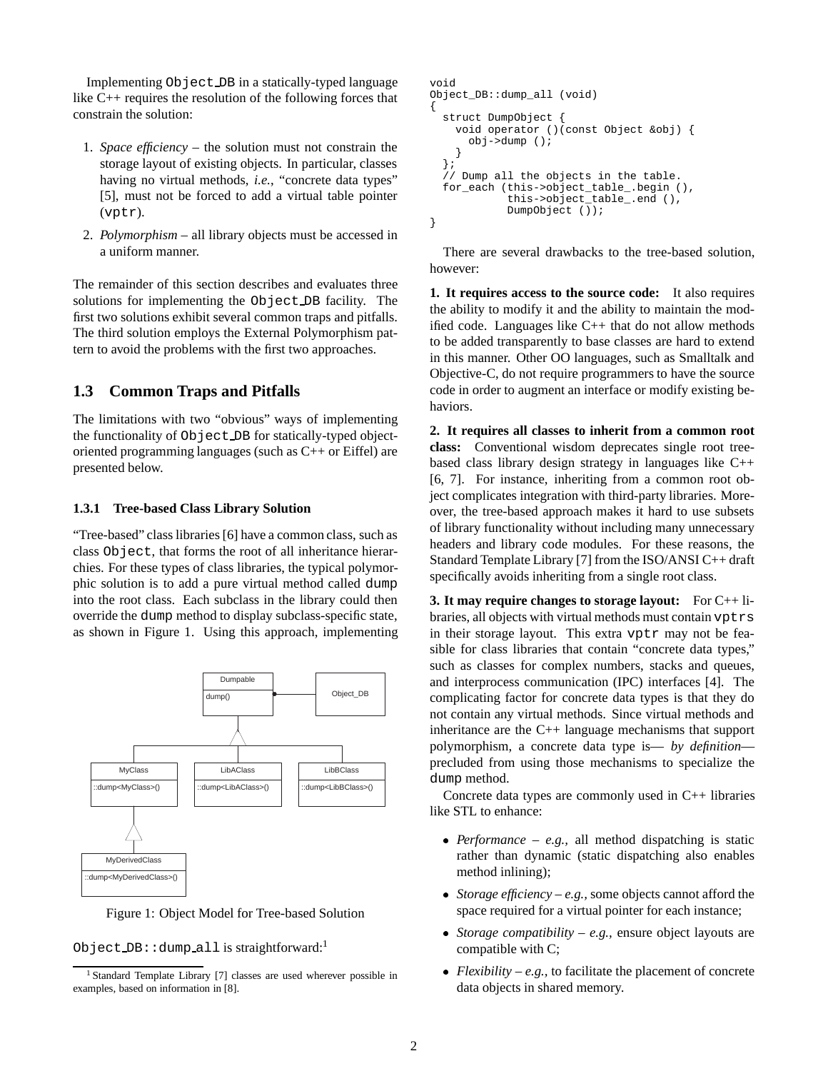Implementing Object_DB in a statically-typed language like C++ requires the resolution of the following forces that constrain the solution:

1. *Space efficiency* – the solution must not constrain the storage layout of existing objects. In particular, classes having no virtual methods, *i.e.*, "concrete data types" [5], must not be forced to add a virtual table pointer (vptr).
2. *Polymorphism* – all library objects must be accessed in a uniform manner.

The remainder of this section describes and evaluates three solutions for implementing the Object_DB facility. The first two solutions exhibit several common traps and pitfalls. The third solution employs the External Polymorphism pattern to avoid the problems with the first two approaches.

## 1.3 Common Traps and Pitfalls

The limitations with two "obvious" ways of implementing the functionality of Object_DB for statically-typed object-oriented programming languages (such as C++ or Eiffel) are presented below.

### 1.3.1 Tree-based Class Library Solution

"Tree-based" class libraries [6] have a common class, such as class Object, that forms the root of all inheritance hierarchies. For these types of class libraries, the typical polymorphic solution is to add a pure virtual method called dump into the root class. Each subclass in the library could then override the dump method to display subclass-specific state, as shown in Figure 1. Using this approach, implementing

Figure 1: Object Model for Tree-based Solution

Object_DB::dump_all is straightforward:[1]

```
void
Object_DB::dump_all (void)
{
  struct DumpObject {
    void operator ()(const Object &obj) {
      obj->dump ();
    }
  };
  // Dump all the objects in the table.
  for_each (this->object_table_.begin (),
            this->object_table_.end (),
            DumpObject ());
}
```

There are several drawbacks to the tree-based solution, however:

**1. It requires access to the source code:** It also requires the ability to modify it and the ability to maintain the modified code. Languages like C++ that do not allow methods to be added transparently to base classes are hard to extend in this manner. Other OO languages, such as Smalltalk and Objective-C, do not require programmers to have the source code in order to augment an interface or modify existing behaviors.

**2. It requires all classes to inherit from a common root class:** Conventional wisdom deprecates single root tree-based class library design strategy in languages like C++ [6, 7]. For instance, inheriting from a common root object complicates integration with third-party libraries. Moreover, the tree-based approach makes it hard to use subsets of library functionality without including many unnecessary headers and library code modules. For these reasons, the Standard Template Library [7] from the ISO/ANSI C++ draft specifically avoids inheriting from a single root class.

**3. It may require changes to storage layout:** For C++ libraries, all objects with virtual methods must contain vptrs in their storage layout. This extra vptr may not be feasible for class libraries that contain "concrete data types," such as classes for complex numbers, stacks and queues, and interprocess communication (IPC) interfaces [4]. The complicating factor for concrete data types is that they do not contain any virtual methods. Since virtual methods and inheritance are the C++ language mechanisms that support polymorphism, a concrete data type is— *by definition*— precluded from using those mechanisms to specialize the dump method.

Concrete data types are commonly used in C++ libraries like STL to enhance:

- *Performance* – *e.g.,* all method dispatching is static rather than dynamic (static dispatching also enables method inlining);
- *Storage efficiency* – *e.g.,* some objects cannot afford the space required for a virtual pointer for each instance;
- *Storage compatibility* – *e.g.,* ensure object layouts are compatible with C;
- *Flexibility* – *e.g.,* to facilitate the placement of concrete data objects in shared memory.

[1] Standard Template Library [7] classes are used wherever possible in examples, based on information in [8].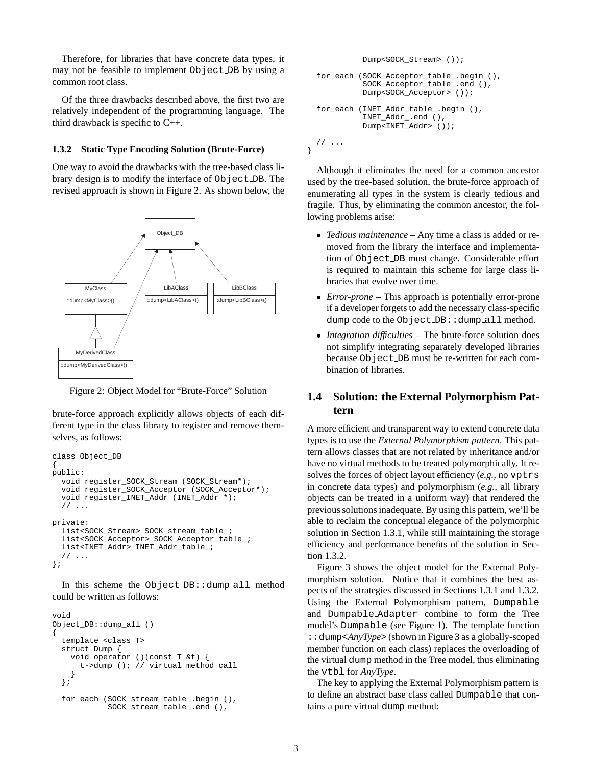Therefore, for libraries that have concrete data types, it may not be feasible to implement Object_DB by using a common root class.

Of the three drawbacks described above, the first two are relatively independent of the programming language. The third drawback is specific to C++.

### 1.3.2 Static Type Encoding Solution (Brute-Force)

One way to avoid the drawbacks with the tree-based class library design is to modify the interface of Object_DB. The revised approach is shown in Figure 2. As shown below, the brute-force approach explicitly allows objects of each different type in the class library to register and remove themselves, as follows:

Figure 2: Object Model for "Brute-Force" Solution

```
class Object_DB
{
public:
  void register_SOCK_Stream (SOCK_Stream*);
  void register_SOCK_Acceptor (SOCK_Acceptor*);
  void register_INET_Addr (INET_Addr *);
  // ...

private:
  list<SOCK_Stream> SOCK_stream_table_;
  list<SOCK_Acceptor> SOCK_Acceptor_table_;
  list<INET_Addr> INET_Addr_table_;
  // ...
};
```

In this scheme the Object_DB::dump_all method could be written as follows:

```
void
Object_DB::dump_all ()
{
  template <class T>
  struct Dump {
    void operator ()(const T &t) {
      t->dump (); // virtual method call
    }
  };

  for_each (SOCK_stream_table_.begin (),
            SOCK_stream_table_.end (),
            Dump<SOCK_Stream> ());

  for_each (SOCK_Acceptor_table_.begin (),
            SOCK_Acceptor_table_.end (),
            Dump<SOCK_Acceptor> ());

  for_each (INET_Addr_table_.begin (),
            INET_Addr_.end (),
            Dump<INET_Addr> ());

  // ...
}
```

Although it eliminates the need for a common ancestor used by the tree-based solution, the brute-force approach of enumerating all types in the system is clearly tedious and fragile. Thus, by eliminating the common ancestor, the following problems arise:

- *Tedious maintenance* – Any time a class is added or removed from the library the interface and implementation of Object_DB must change. Considerable effort is required to maintain this scheme for large class libraries that evolve over time.
- *Error-prone* – This approach is potentially error-prone if a developer forgets to add the necessary class-specific dump code to the Object_DB::dump_all method.
- *Integration difficulties* – The brute-force solution does not simplify integrating separately developed libraries because Object_DB must be re-written for each combination of libraries.

## 1.4 Solution: the External Polymorphism Pattern

A more efficient and transparent way to extend concrete data types is to use the *External Polymorphism pattern*. This pattern allows classes that are not related by inheritance and/or have no virtual methods to be treated polymorphically. It resolves the forces of object layout efficiency (*e.g.*, no vptrs in concrete data types) and polymorphism (*e.g.*, all library objects can be treated in a uniform way) that rendered the previous solutions inadequate. By using this pattern, we'll be able to reclaim the conceptual elegance of the polymorphic solution in Section 1.3.1, while still maintaining the storage efficiency and performance benefits of the solution in Section 1.3.2.

Figure 3 shows the object model for the External Polymorphism solution. Notice that it combines the best aspects of the strategies discussed in Sections 1.3.1 and 1.3.2. Using the External Polymorphism pattern, Dumpable and Dumpable_Adapter combine to form the Tree model's Dumpable (see Figure 1). The template function ::dump<*AnyType*> (shown in Figure 3 as a globally-scoped member function on each class) replaces the overloading of the virtual dump method in the Tree model, thus eliminating the vtbl for *AnyType*.

The key to applying the External Polymorphism pattern is to define an abstract base class called Dumpable that contains a pure virtual dump method: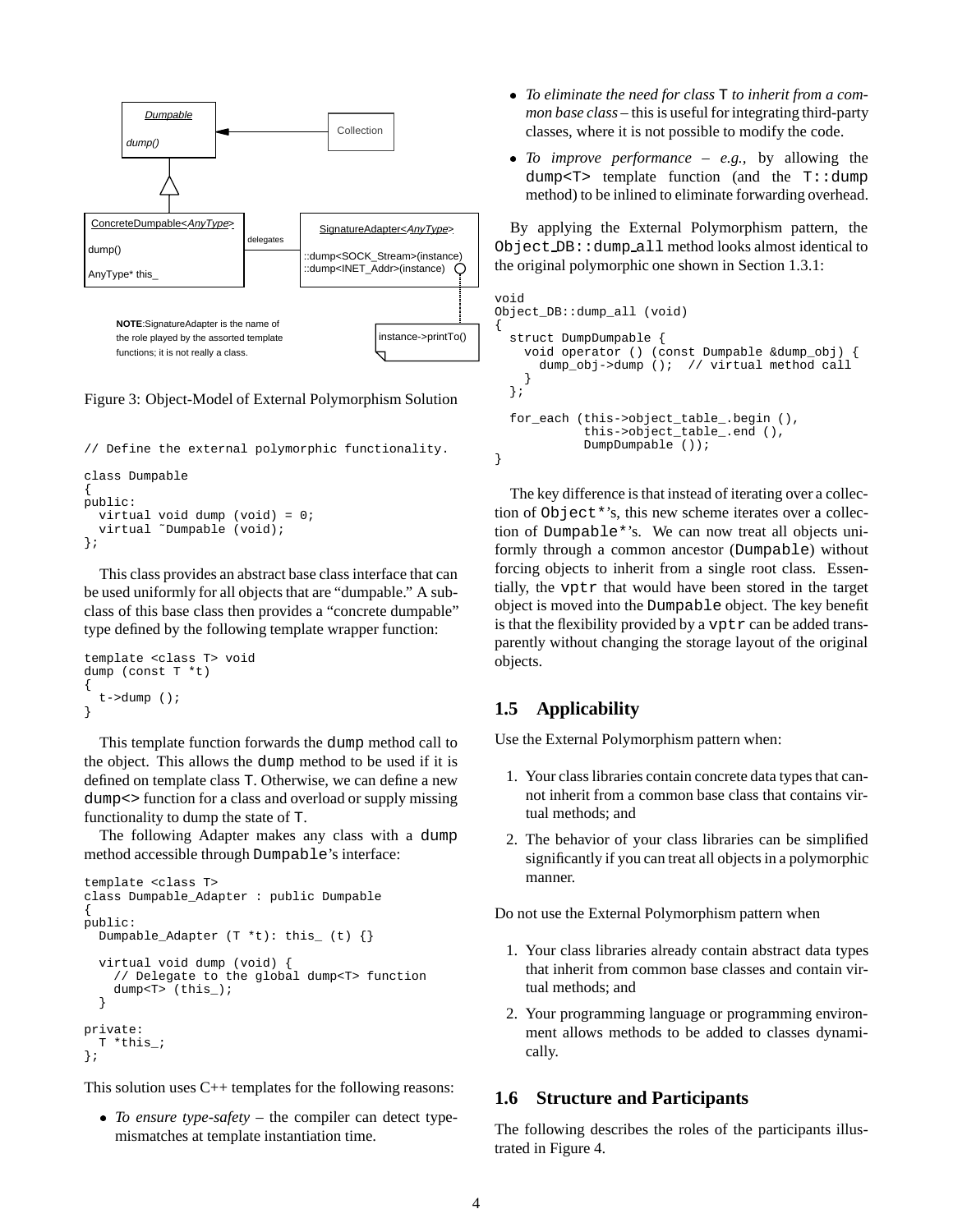Figure 3: Object-Model of External Polymorphism Solution

```
// Define the external polymorphic functionality.

class Dumpable
{
public:
  virtual void dump (void) = 0;
  virtual ˜Dumpable (void);
};
```

This class provides an abstract base class interface that can be used uniformly for all objects that are "dumpable." A subclass of this base class then provides a "concrete dumpable" type defined by the following template wrapper function:

```
template <class T> void
dump (const T *t)
{
  t->dump ();
}
```

This template function forwards the `dump` method call to the object. This allows the `dump` method to be used if it is defined on template class `T`. Otherwise, we can define a new `dump<>` function for a class and overload or supply missing functionality to dump the state of `T`.

The following Adapter makes any class with a `dump` method accessible through `Dumpable`'s interface:

```
template <class T>
class Dumpable_Adapter : public Dumpable
{
public:
  Dumpable_Adapter (T *t): this_ (t) {}

  virtual void dump (void) {
    // Delegate to the global dump<T> function
    dump<T> (this_);
  }

private:
  T *this_;
};
```

This solution uses C++ templates for the following reasons:

- *To ensure type-safety* – the compiler can detect type-mismatches at template instantiation time.
- *To eliminate the need for class* `T` *to inherit from a common base class* – this is useful for integrating third-party classes, where it is not possible to modify the code.
- *To improve performance* – *e.g.,* by allowing the `dump<T>` template function (and the `T::dump` method) to be inlined to eliminate forwarding overhead.

By applying the External Polymorphism pattern, the `Object_DB::dump_all` method looks almost identical to the original polymorphic one shown in Section 1.3.1:

```
void
Object_DB::dump_all (void)
{
  struct DumpDumpable {
    void operator () (const Dumpable &dump_obj) {
      dump_obj->dump ();  // virtual method call
    }
  };

  for_each (this->object_table_.begin (),
            this->object_table_.end (),
            DumpDumpable ());
}
```

The key difference is that instead of iterating over a collection of `Object*`'s, this new scheme iterates over a collection of `Dumpable*`'s. We can now treat all objects uniformly through a common ancestor (`Dumpable`) without forcing objects to inherit from a single root class. Essentially, the `vptr` that would have been stored in the target object is moved into the `Dumpable` object. The key benefit is that the flexibility provided by a `vptr` can be added transparently without changing the storage layout of the original objects.

## 1.5 Applicability

Use the External Polymorphism pattern when:

1. Your class libraries contain concrete data types that cannot inherit from a common base class that contains virtual methods; and
2. The behavior of your class libraries can be simplified significantly if you can treat all objects in a polymorphic manner.

Do not use the External Polymorphism pattern when

1. Your class libraries already contain abstract data types that inherit from common base classes and contain virtual methods; and
2. Your programming language or programming environment allows methods to be added to classes dynamically.

## 1.6 Structure and Participants

The following describes the roles of the participants illustrated in Figure 4.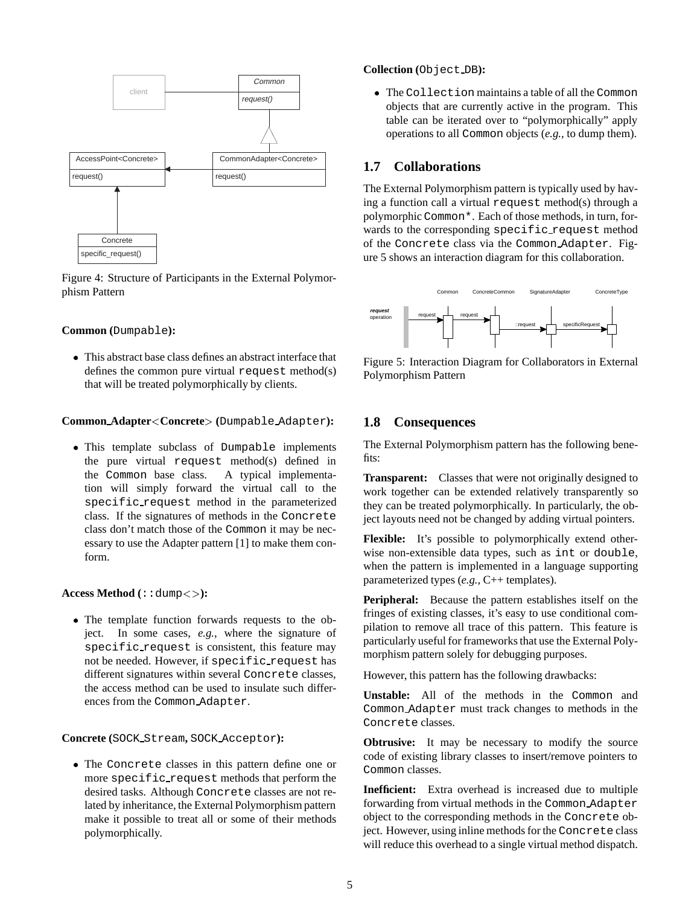Figure 4: Structure of Participants in the External Polymorphism Pattern

**Common (`Dumpable`):**

- This abstract base class defines an abstract interface that defines the common pure virtual `request` method(s) that will be treated polymorphically by clients.

**Common_Adapter<Concrete> (`Dumpable_Adapter`):**

- This template subclass of `Dumpable` implements the pure virtual `request` method(s) defined in the `Common` base class. A typical implementation will simply forward the virtual call to the `specific_request` method in the parameterized class. If the signatures of methods in the `Concrete` class don't match those of the `Common` it may be necessary to use the Adapter pattern [1] to make them conform.

**Access Method (`::dump<>`):**

- The template function forwards requests to the object. In some cases, *e.g.*, where the signature of `specific_request` is consistent, this feature may not be needed. However, if `specific_request` has different signatures within several `Concrete` classes, the access method can be used to insulate such differences from the `Common_Adapter`.

**Concrete (`SOCK_Stream`, `SOCK_Acceptor`):**

- The `Concrete` classes in this pattern define one or more `specific_request` methods that perform the desired tasks. Although `Concrete` classes are not related by inheritance, the External Polymorphism pattern make it possible to treat all or some of their methods polymorphically.

**Collection (`Object_DB`):**

- The `Collection` maintains a table of all the `Common` objects that are currently active in the program. This table can be iterated over to "polymorphically" apply operations to all `Common` objects (*e.g.*, to dump them).

## 1.7 Collaborations

The External Polymorphism pattern is typically used by having a function call a virtual `request` method(s) through a polymorphic `Common*`. Each of those methods, in turn, forwards to the corresponding `specific_request` method of the `Concrete` class via the `Common_Adapter`. Figure 5 shows an interaction diagram for this collaboration.

Figure 5: Interaction Diagram for Collaborators in External Polymorphism Pattern

## 1.8 Consequences

The External Polymorphism pattern has the following benefits:

**Transparent:** Classes that were not originally designed to work together can be extended relatively transparently so they can be treated polymorphically. In particular, the object layouts need not be changed by adding virtual pointers.

**Flexible:** It's possible to polymorphically extend otherwise non-extensible data types, such as `int` or `double`, when the pattern is implemented in a language supporting parameterized types (*e.g.*, C++ templates).

**Peripheral:** Because the pattern establishes itself on the fringes of existing classes, it's easy to use conditional compilation to remove all trace of this pattern. This feature is particularly useful for frameworks that use the External Polymorphism pattern solely for debugging purposes.

However, this pattern has the following drawbacks:

**Unstable:** All of the methods in the `Common` and `Common_Adapter` must track changes to methods in the `Concrete` classes.

**Obtrusive:** It may be necessary to modify the source code of existing library classes to insert/remove pointers to `Common` classes.

**Inefficient:** Extra overhead is increased due to multiple forwarding from virtual methods in the `Common_Adapter` object to the corresponding methods in the `Concrete` object. However, using inline methods for the `Concrete` class will reduce this overhead to a single virtual method dispatch.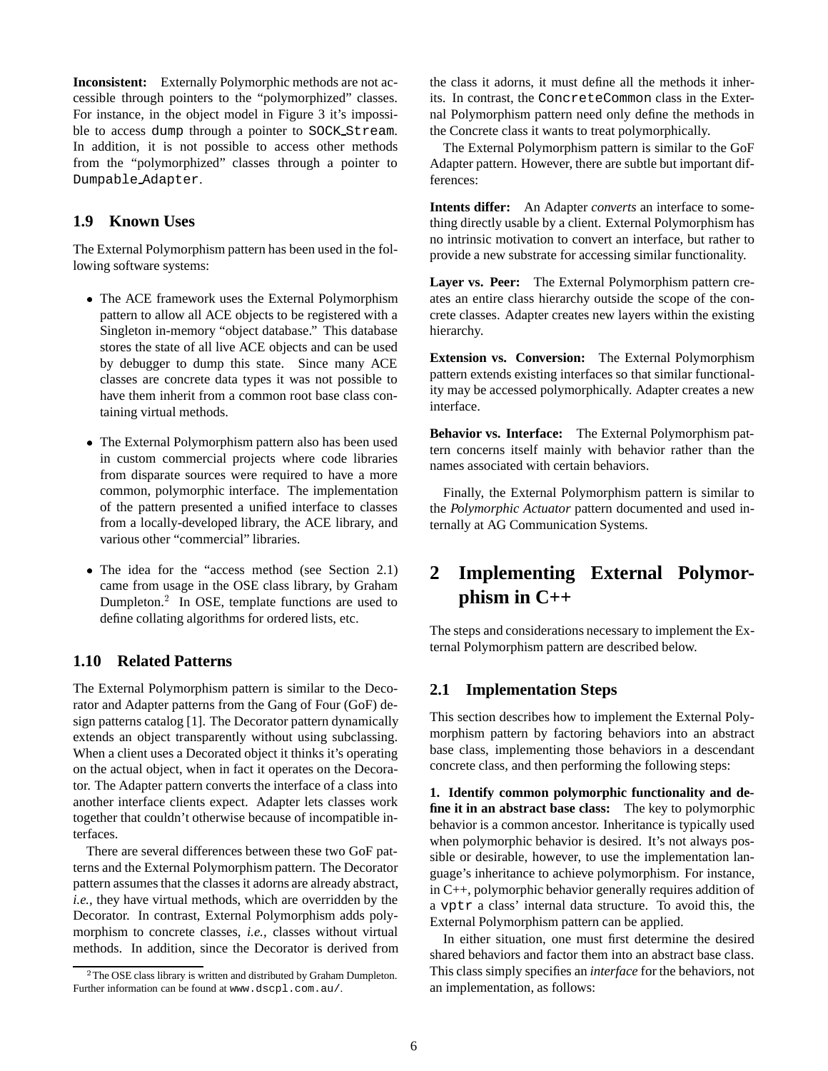**Inconsistent:** Externally Polymorphic methods are not accessible through pointers to the "polymorphized" classes. For instance, in the object model in Figure 3 it's impossible to access `dump` through a pointer to `SOCK_Stream`. In addition, it is not possible to access other methods from the "polymorphized" classes through a pointer to `Dumpable_Adapter`.

### 1.9 Known Uses

The External Polymorphism pattern has been used in the following software systems:

- The ACE framework uses the External Polymorphism pattern to allow all ACE objects to be registered with a Singleton in-memory "object database." This database stores the state of all live ACE objects and can be used by debugger to dump this state. Since many ACE classes are concrete data types it was not possible to have them inherit from a common root base class containing virtual methods.

- The External Polymorphism pattern also has been used in custom commercial projects where code libraries from disparate sources were required to have a more common, polymorphic interface. The implementation of the pattern presented a unified interface to classes from a locally-developed library, the ACE library, and various other "commercial" libraries.

- The idea for the "access method (see Section 2.1) came from usage in the OSE class library, by Graham Dumpleton.[2] In OSE, template functions are used to define collating algorithms for ordered lists, etc.

### 1.10 Related Patterns

The External Polymorphism pattern is similar to the Decorator and Adapter patterns from the Gang of Four (GoF) design patterns catalog [1]. The Decorator pattern dynamically extends an object transparently without using subclassing. When a client uses a Decorated object it thinks it's operating on the actual object, when in fact it operates on the Decorator. The Adapter pattern converts the interface of a class into another interface clients expect. Adapter lets classes work together that couldn't otherwise because of incompatible interfaces.

There are several differences between these two GoF patterns and the External Polymorphism pattern. The Decorator pattern assumes that the classes it adorns are already abstract, *i.e.,* they have virtual methods, which are overridden by the Decorator. In contrast, External Polymorphism adds polymorphism to concrete classes, *i.e.,* classes without virtual methods. In addition, since the Decorator is derived from the class it adorns, it must define all the methods it inherits. In contrast, the `ConcreteCommon` class in the External Polymorphism pattern need only define the methods in the Concrete class it wants to treat polymorphically.

The External Polymorphism pattern is similar to the GoF Adapter pattern. However, there are subtle but important differences:

**Intents differ:** An Adapter *converts* an interface to something directly usable by a client. External Polymorphism has no intrinsic motivation to convert an interface, but rather to provide a new substrate for accessing similar functionality.

**Layer vs. Peer:** The External Polymorphism pattern creates an entire class hierarchy outside the scope of the concrete classes. Adapter creates new layers within the existing hierarchy.

**Extension vs. Conversion:** The External Polymorphism pattern extends existing interfaces so that similar functionality may be accessed polymorphically. Adapter creates a new interface.

**Behavior vs. Interface:** The External Polymorphism pattern concerns itself mainly with behavior rather than the names associated with certain behaviors.

Finally, the External Polymorphism pattern is similar to the *Polymorphic Actuator* pattern documented and used internally at AG Communication Systems.

## 2 Implementing External Polymorphism in C++

The steps and considerations necessary to implement the External Polymorphism pattern are described below.

### 2.1 Implementation Steps

This section describes how to implement the External Polymorphism pattern by factoring behaviors into an abstract base class, implementing those behaviors in a descendant concrete class, and then performing the following steps:

**1. Identify common polymorphic functionality and define it in an abstract base class:** The key to polymorphic behavior is a common ancestor. Inheritance is typically used when polymorphic behavior is desired. It's not always possible or desirable, however, to use the implementation language's inheritance to achieve polymorphism. For instance, in C++, polymorphic behavior generally requires addition of a `vptr` a class' internal data structure. To avoid this, the External Polymorphism pattern can be applied.

In either situation, one must first determine the desired shared behaviors and factor them into an abstract base class. This class simply specifies an *interface* for the behaviors, not an implementation, as follows:

[2] The OSE class library is written and distributed by Graham Dumpleton. Further information can be found at `www.dscpl.com.au/`.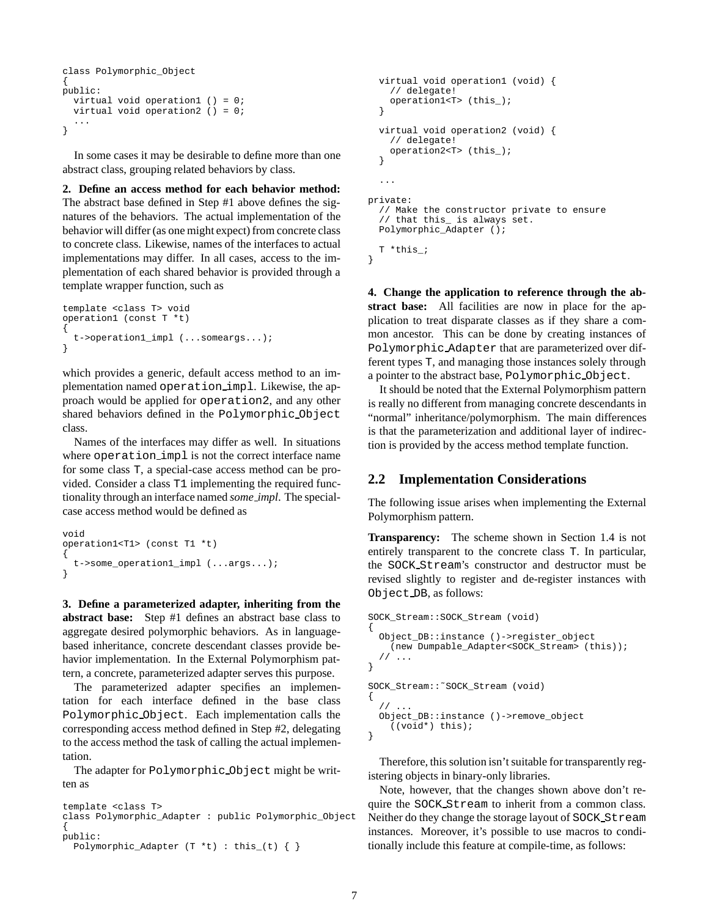```
class Polymorphic_Object
{
public:
  virtual void operation1 () = 0;
  virtual void operation2 () = 0;
  ...
}
```

In some cases it may be desirable to define more than one abstract class, grouping related behaviors by class.

**2. Define an access method for each behavior method:** The abstract base defined in Step #1 above defines the signatures of the behaviors. The actual implementation of the behavior will differ (as one might expect) from concrete class to concrete class. Likewise, names of the interfaces to actual implementations may differ. In all cases, access to the implementation of each shared behavior is provided through a template wrapper function, such as

```
template <class T> void
operation1 (const T *t)
{
  t->operation1_impl (...someargs...);
}
```

which provides a generic, default access method to an implementation named `operation_impl`. Likewise, the approach would be applied for `operation2`, and any other shared behaviors defined in the `Polymorphic_Object` class.

Names of the interfaces may differ as well. In situations where `operation_impl` is not the correct interface name for some class `T`, a special-case access method can be provided. Consider a class `T1` implementing the required functionality through an interface named *some_impl*. The special-case access method would be defined as

```
void
operation1<T1> (const T1 *t)
{
  t->some_operation1_impl (...args...);
}
```

**3. Define a parameterized adapter, inheriting from the abstract base:** Step #1 defines an abstract base class to aggregate desired polymorphic behaviors. As in language-based inheritance, concrete descendant classes provide behavior implementation. In the External Polymorphism pattern, a concrete, parameterized adapter serves this purpose.

The parameterized adapter specifies an implementation for each interface defined in the base class `Polymorphic_Object`. Each implementation calls the corresponding access method defined in Step #2, delegating to the access method the task of calling the actual implementation.

The adapter for `Polymorphic_Object` might be written as

```
template <class T>
class Polymorphic_Adapter : public Polymorphic_Object
{
public:
  Polymorphic_Adapter (T *t) : this_(t) { }

  virtual void operation1 (void) {
    // delegate!
    operation1<T> (this_);
  }

  virtual void operation2 (void) {
    // delegate!
    operation2<T> (this_);
  }

  ...

private:
  // Make the constructor private to ensure
  // that this_ is always set.
  Polymorphic_Adapter ();

  T *this_;
}
```

**4. Change the application to reference through the abstract base:** All facilities are now in place for the application to treat disparate classes as if they share a common ancestor. This can be done by creating instances of `Polymorphic_Adapter` that are parameterized over different types `T`, and managing those instances solely through a pointer to the abstract base, `Polymorphic_Object`.

It should be noted that the External Polymorphism pattern is really no different from managing concrete descendants in "normal" inheritance/polymorphism. The main differences is that the parameterization and additional layer of indirection is provided by the access method template function.

## 2.2 Implementation Considerations

The following issue arises when implementing the External Polymorphism pattern.

**Transparency:** The scheme shown in Section 1.4 is not entirely transparent to the concrete class `T`. In particular, the `SOCK_Stream`'s constructor and destructor must be revised slightly to register and de-register instances with `Object_DB`, as follows:

```
SOCK_Stream::SOCK_Stream (void)
{
  Object_DB::instance ()->register_object
    (new Dumpable_Adapter<SOCK_Stream> (this));
  // ...
}

SOCK_Stream::~SOCK_Stream (void)
{
  // ...
  Object_DB::instance ()->remove_object
    ((void*) this);
}
```

Therefore, this solution isn't suitable for transparently registering objects in binary-only libraries.

Note, however, that the changes shown above don't require the `SOCK_Stream` to inherit from a common class. Neither do they change the storage layout of `SOCK_Stream` instances. Moreover, it's possible to use macros to conditionally include this feature at compile-time, as follows: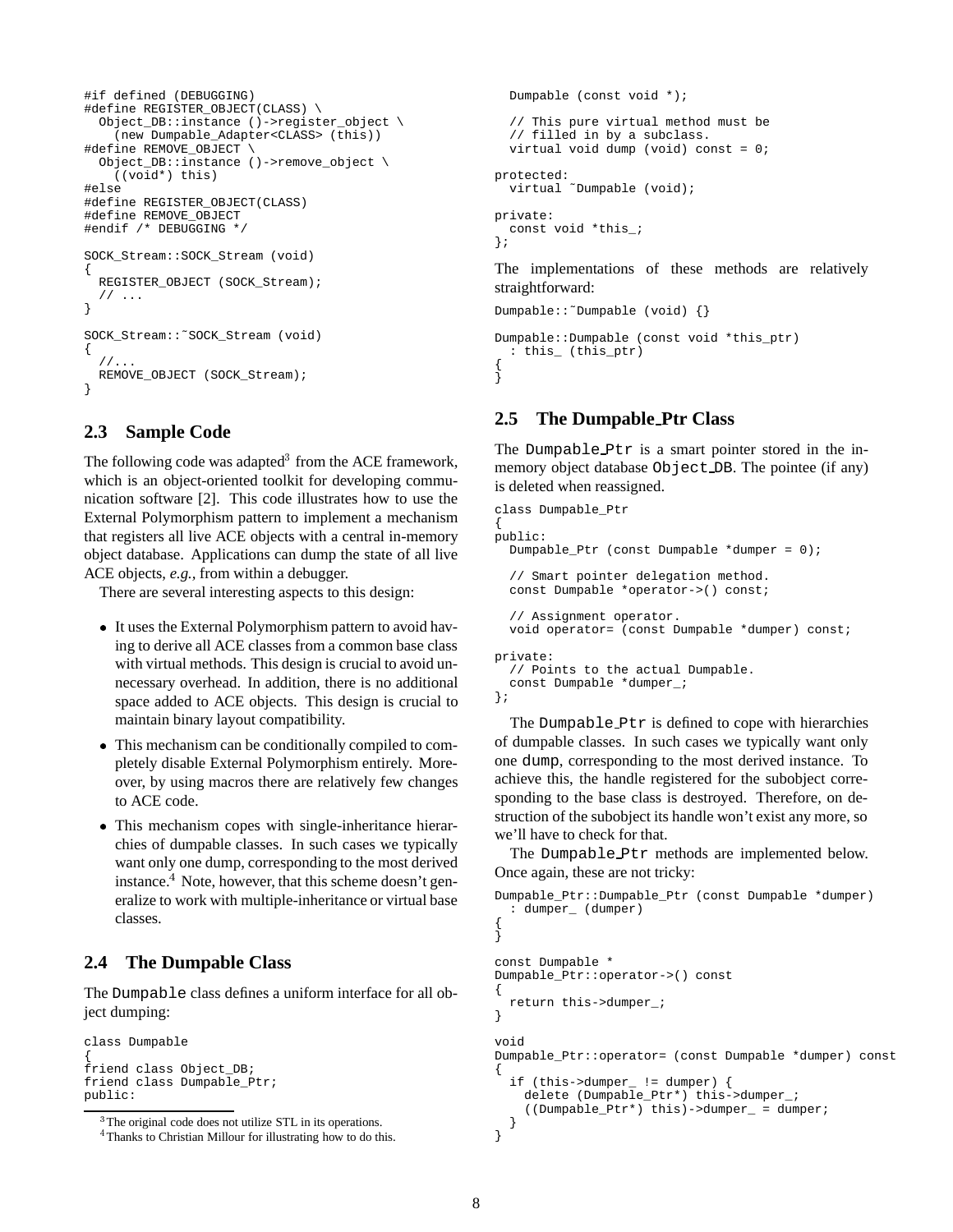```
#if defined (DEBUGGING)
#define REGISTER_OBJECT(CLASS) \
  Object_DB::instance ()->register_object \
    (new Dumpable_Adapter<CLASS> (this))
#define REMOVE_OBJECT \
  Object_DB::instance ()->remove_object \
    ((void*) this)
#else
#define REGISTER_OBJECT(CLASS)
#define REMOVE_OBJECT
#endif /* DEBUGGING */

SOCK_Stream::SOCK_Stream (void)
{
  REGISTER_OBJECT (SOCK_Stream);
  // ...
}

SOCK_Stream::~SOCK_Stream (void)
{
  //...
  REMOVE_OBJECT (SOCK_Stream);
}
```

## 2.3 Sample Code

The following code was adapted[3] from the ACE framework, which is an object-oriented toolkit for developing communication software [2]. This code illustrates how to use the External Polymorphism pattern to implement a mechanism that registers all live ACE objects with a central in-memory object database. Applications can dump the state of all live ACE objects, *e.g.*, from within a debugger.

There are several interesting aspects to this design:

- It uses the External Polymorphism pattern to avoid having to derive all ACE classes from a common base class with virtual methods. This design is crucial to avoid unnecessary overhead. In addition, there is no additional space added to ACE objects. This design is crucial to maintain binary layout compatibility.
- This mechanism can be conditionally compiled to completely disable External Polymorphism entirely. Moreover, by using macros there are relatively few changes to ACE code.
- This mechanism copes with single-inheritance hierarchies of dumpable classes. In such cases we typically want only one dump, corresponding to the most derived instance.[4] Note, however, that this scheme doesn't generalize to work with multiple-inheritance or virtual base classes.

## 2.4 The Dumpable Class

The `Dumpable` class defines a uniform interface for all object dumping:

```
class Dumpable
{
friend class Object_DB;
friend class Dumpable_Ptr;
public:
  Dumpable (const void *);

  // This pure virtual method must be
  // filled in by a subclass.
  virtual void dump (void) const = 0;

protected:
  virtual ~Dumpable (void);

private:
  const void *this_;
};
```

The implementations of these methods are relatively straightforward:

```
Dumpable::~Dumpable (void) {}

Dumpable::Dumpable (const void *this_ptr)
  : this_ (this_ptr)
{
}
```

## 2.5 The Dumpable_Ptr Class

The `Dumpable_Ptr` is a smart pointer stored in the in-memory object database `Object_DB`. The pointee (if any) is deleted when reassigned.

```
class Dumpable_Ptr
{
public:
  Dumpable_Ptr (const Dumpable *dumper = 0);

  // Smart pointer delegation method.
  const Dumpable *operator->() const;

  // Assignment operator.
  void operator= (const Dumpable *dumper) const;

private:
  // Points to the actual Dumpable.
  const Dumpable *dumper_;
};
```

The `Dumpable_Ptr` is defined to cope with hierarchies of dumpable classes. In such cases we typically want only one `dump`, corresponding to the most derived instance. To achieve this, the handle registered for the subobject corresponding to the base class is destroyed. Therefore, on destruction of the subobject its handle won't exist any more, so we'll have to check for that.

The `Dumpable_Ptr` methods are implemented below. Once again, these are not tricky:

```
Dumpable_Ptr::Dumpable_Ptr (const Dumpable *dumper)
  : dumper_ (dumper)
{
}

const Dumpable *
Dumpable_Ptr::operator->() const
{
  return this->dumper_;
}

void
Dumpable_Ptr::operator= (const Dumpable *dumper) const
{
  if (this->dumper_ != dumper) {
    delete (Dumpable_Ptr*) this->dumper_;
    ((Dumpable_Ptr*) this)->dumper_ = dumper;
  }
}
```

[3] The original code does not utilize STL in its operations.

[4] Thanks to Christian Millour for illustrating how to do this.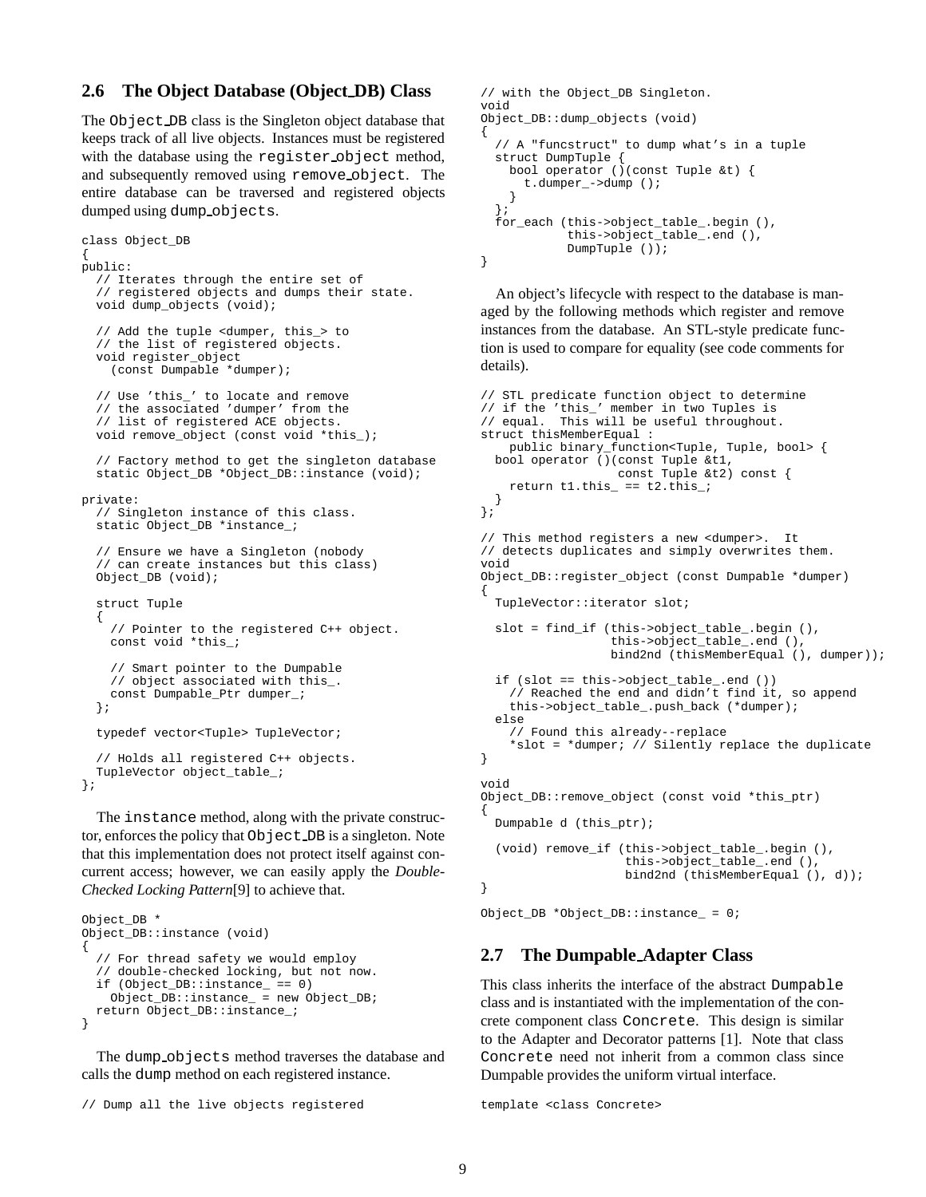## 2.6 The Object Database (Object_DB) Class

The `Object_DB` class is the Singleton object database that keeps track of all live objects. Instances must be registered with the database using the `register_object` method, and subsequently removed using `remove_object`. The entire database can be traversed and registered objects dumped using `dump_objects`.

```
class Object_DB
{
public:
  // Iterates through the entire set of
  // registered objects and dumps their state.
  void dump_objects (void);

  // Add the tuple <dumper, this_> to
  // the list of registered objects.
  void register_object
    (const Dumpable *dumper);

  // Use 'this_' to locate and remove
  // the associated 'dumper' from the
  // list of registered ACE objects.
  void remove_object (const void *this_);

  // Factory method to get the singleton database
  static Object_DB *Object_DB::instance (void);

private:
  // Singleton instance of this class.
  static Object_DB *instance_;

  // Ensure we have a Singleton (nobody
  // can create instances but this class)
  Object_DB (void);

  struct Tuple
  {
    // Pointer to the registered C++ object.
    const void *this_;

    // Smart pointer to the Dumpable
    // object associated with this_.
    const Dumpable_Ptr dumper_;
  };

  typedef vector<Tuple> TupleVector;

  // Holds all registered C++ objects.
  TupleVector object_table_;
};
```

The `instance` method, along with the private constructor, enforces the policy that `Object_DB` is a singleton. Note that this implementation does not protect itself against concurrent access; however, we can easily apply the *Double-Checked Locking Pattern*[9] to achieve that.

```
Object_DB *
Object_DB::instance (void)
{
  // For thread safety we would employ
  // double-checked locking, but not now.
  if (Object_DB::instance_ == 0)
    Object_DB::instance_ = new Object_DB;
  return Object_DB::instance_;
}
```

The `dump_objects` method traverses the database and calls the `dump` method on each registered instance.

```
// Dump all the live objects registered
// with the Object_DB Singleton.
void
Object_DB::dump_objects (void)
{
  // A "funcstruct" to dump what's in a tuple
  struct DumpTuple {
    bool operator ()(const Tuple &t) {
      t.dumper_->dump ();
    }
  };
  for_each (this->object_table_.begin (),
            this->object_table_.end (),
            DumpTuple ());
}
```

An object's lifecycle with respect to the database is managed by the following methods which register and remove instances from the database. An STL-style predicate function is used to compare for equality (see code comments for details).

```
// STL predicate function object to determine
// if the 'this_' member in two Tuples is
// equal.  This will be useful throughout.
struct thisMemberEqual :
    public binary_function<Tuple, Tuple, bool> {
  bool operator ()(const Tuple &t1,
                   const Tuple &t2) const {
    return t1.this_ == t2.this_;
  }
};

// This method registers a new <dumper>.  It
// detects duplicates and simply overwrites them.
void
Object_DB::register_object (const Dumpable *dumper)
{
  TupleVector::iterator slot;

  slot = find_if (this->object_table_.begin (),
                  this->object_table_.end (),
                  bind2nd (thisMemberEqual (), dumper));

  if (slot == this->object_table_.end ())
    // Reached the end and didn't find it, so append
    this->object_table_.push_back (*dumper);
  else
    // Found this already--replace
    *slot = *dumper; // Silently replace the duplicate
}

void
Object_DB::remove_object (const void *this_ptr)
{
  Dumpable d (this_ptr);

  (void) remove_if (this->object_table_.begin (),
                    this->object_table_.end (),
                    bind2nd (thisMemberEqual (), d));
}

Object_DB *Object_DB::instance_ = 0;
```

## 2.7 The Dumpable_Adapter Class

This class inherits the interface of the abstract `Dumpable` class and is instantiated with the implementation of the concrete component class `Concrete`. This design is similar to the Adapter and Decorator patterns [1]. Note that class `Concrete` need not inherit from a common class since Dumpable provides the uniform virtual interface.

```
template <class Concrete>
```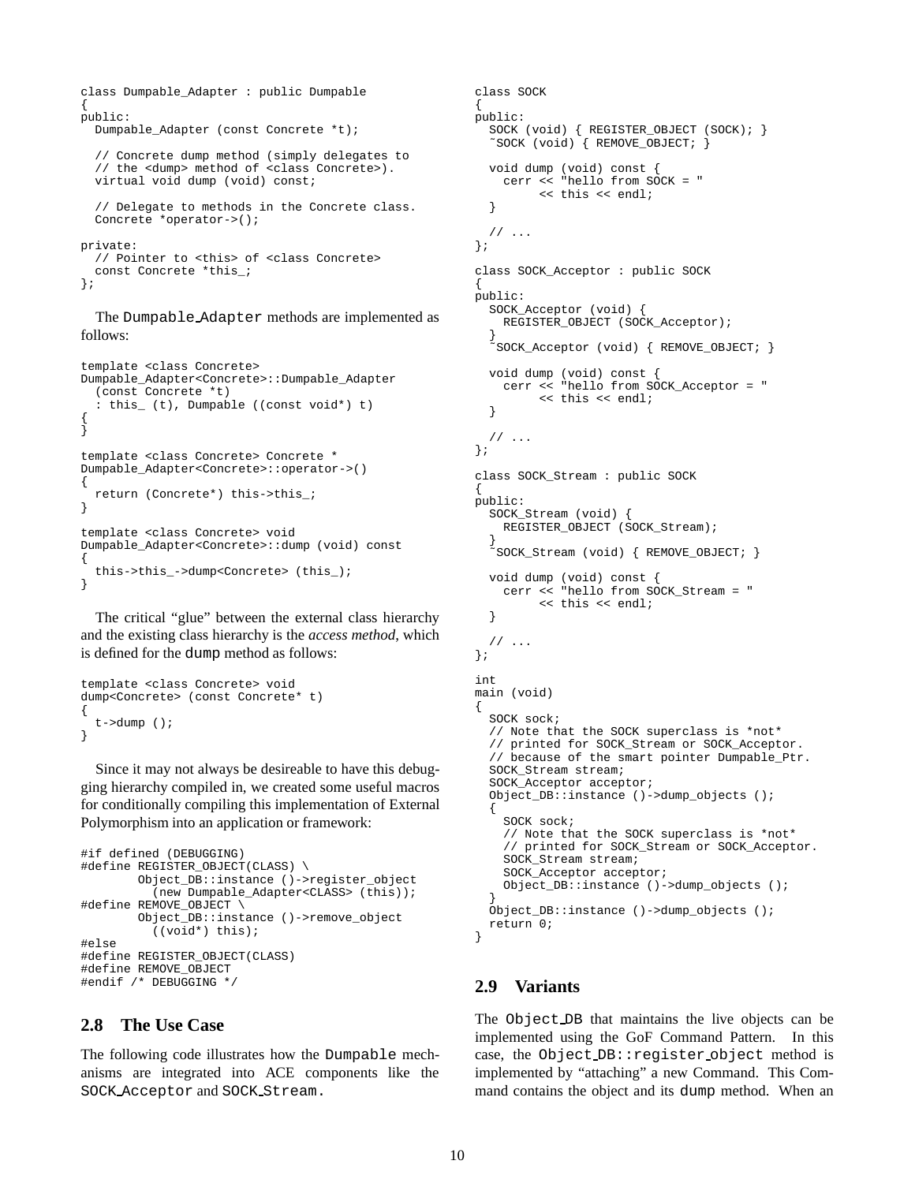```
class Dumpable_Adapter : public Dumpable
{
public:
  Dumpable_Adapter (const Concrete *t);

  // Concrete dump method (simply delegates to
  // the <dump> method of <class Concrete>).
  virtual void dump (void) const;

  // Delegate to methods in the Concrete class.
  Concrete *operator->();

private:
  // Pointer to <this> of <class Concrete>
  const Concrete *this_;
};
```

The Dumpable_Adapter methods are implemented as follows:

```
template <class Concrete>
Dumpable_Adapter<Concrete>::Dumpable_Adapter
  (const Concrete *t)
  : this_ (t), Dumpable ((const void*) t)
{
}

template <class Concrete> Concrete *
Dumpable_Adapter<Concrete>::operator->()
{
  return (Concrete*) this->this_;
}

template <class Concrete> void
Dumpable_Adapter<Concrete>::dump (void) const
{
  this->this_->dump<Concrete> (this_);
}
```

The critical "glue" between the external class hierarchy and the existing class hierarchy is the *access method*, which is defined for the dump method as follows:

```
template <class Concrete> void
dump<Concrete> (const Concrete* t)
{
  t->dump ();
}
```

Since it may not always be desireable to have this debugging hierarchy compiled in, we created some useful macros for conditionally compiling this implementation of External Polymorphism into an application or framework:

```
#if defined (DEBUGGING)
#define REGISTER_OBJECT(CLASS) \
        Object_DB::instance ()->register_object
          (new Dumpable_Adapter<CLASS> (this));
#define REMOVE_OBJECT \
        Object_DB::instance ()->remove_object
          ((void*) this);
#else
#define REGISTER_OBJECT(CLASS)
#define REMOVE_OBJECT
#endif /* DEBUGGING */
```

## 2.8 The Use Case

The following code illustrates how the Dumpable mechanisms are integrated into ACE components like the SOCK_Acceptor and SOCK_Stream.

```
class SOCK
{
public:
  SOCK (void) { REGISTER_OBJECT (SOCK); }
  ~SOCK (void) { REMOVE_OBJECT; }

  void dump (void) const {
    cerr << "hello from SOCK = "
         << this << endl;
  }

  // ...
};

class SOCK_Acceptor : public SOCK
{
public:
  SOCK_Acceptor (void) {
    REGISTER_OBJECT (SOCK_Acceptor);
  }
  ~SOCK_Acceptor (void) { REMOVE_OBJECT; }

  void dump (void) const {
    cerr << "hello from SOCK_Acceptor = "
         << this << endl;
  }

  // ...
};

class SOCK_Stream : public SOCK
{
public:
  SOCK_Stream (void) {
    REGISTER_OBJECT (SOCK_Stream);
  }
  ~SOCK_Stream (void) { REMOVE_OBJECT; }

  void dump (void) const {
    cerr << "hello from SOCK_Stream = "
         << this << endl;
  }

  // ...
};

int
main (void)
{
  SOCK sock;
  // Note that the SOCK superclass is *not*
  // printed for SOCK_Stream or SOCK_Acceptor.
  // because of the smart pointer Dumpable_Ptr.
  SOCK_Stream stream;
  SOCK_Acceptor acceptor;
  Object_DB::instance ()->dump_objects ();
  {
    SOCK sock;
    // Note that the SOCK superclass is *not*
    // printed for SOCK_Stream or SOCK_Acceptor.
    SOCK_Stream stream;
    SOCK_Acceptor acceptor;
    Object_DB::instance ()->dump_objects ();
  }
  Object_DB::instance ()->dump_objects ();
  return 0;
}
```

## 2.9 Variants

The Object_DB that maintains the live objects can be implemented using the GoF Command Pattern. In this case, the Object_DB::register_object method is implemented by "attaching" a new Command. This Command contains the object and its dump method. When an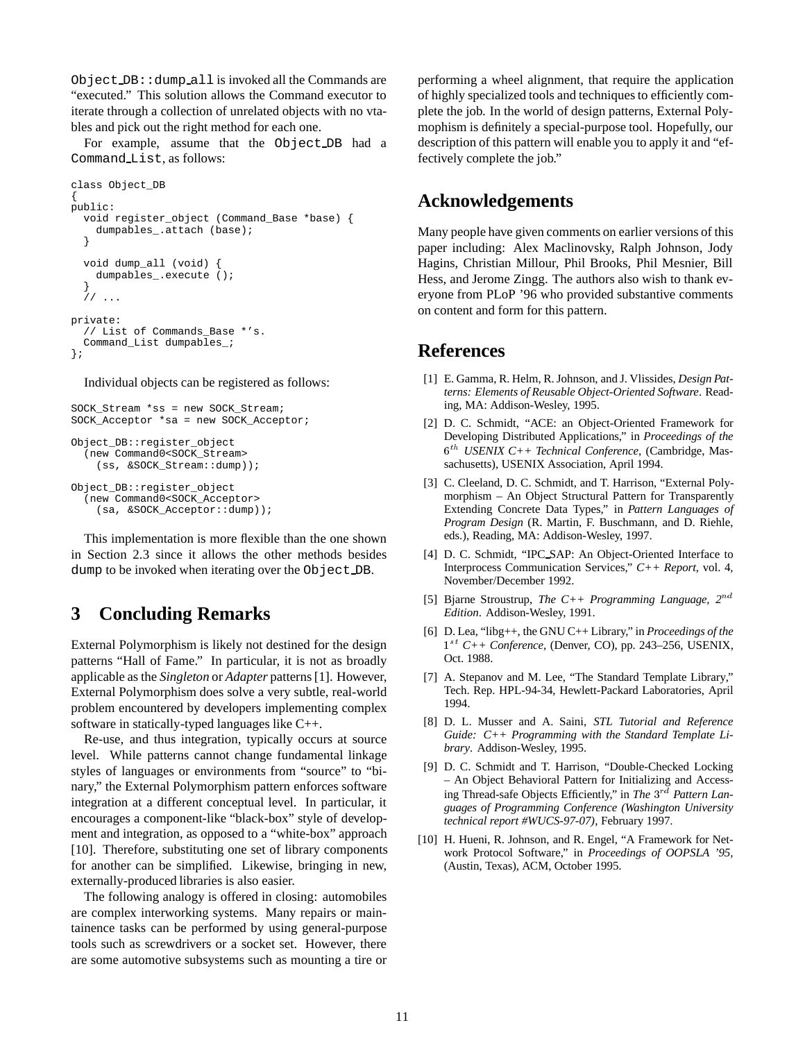Object_DB::dump_all is invoked all the Commands are "executed." This solution allows the Command executor to iterate through a collection of unrelated objects with no vtables and pick out the right method for each one.

For example, assume that the Object_DB had a Command_List, as follows:

```
class Object_DB
{
public:
  void register_object (Command_Base *base) {
    dumpables_.attach (base);
  }

  void dump_all (void) {
    dumpables_.execute ();
  }
  // ...

private:
  // List of Commands_Base *'s.
  Command_List dumpables_;
};
```

Individual objects can be registered as follows:

```
SOCK_Stream *ss = new SOCK_Stream;
SOCK_Acceptor *sa = new SOCK_Acceptor;

Object_DB::register_object
  (new Command0<SOCK_Stream>
    (ss, &SOCK_Stream::dump));

Object_DB::register_object
  (new Command0<SOCK_Acceptor>
    (sa, &SOCK_Acceptor::dump));
```

This implementation is more flexible than the one shown in Section 2.3 since it allows the other methods besides dump to be invoked when iterating over the Object_DB.

# 3 Concluding Remarks

External Polymorphism is likely not destined for the design patterns "Hall of Fame." In particular, it is not as broadly applicable as the *Singleton* or *Adapter* patterns [1]. However, External Polymorphism does solve a very subtle, real-world problem encountered by developers implementing complex software in statically-typed languages like C++.

Re-use, and thus integration, typically occurs at source level. While patterns cannot change fundamental linkage styles of languages or environments from "source" to "binary," the External Polymorphism pattern enforces software integration at a different conceptual level. In particular, it encourages a component-like "black-box" style of development and integration, as opposed to a "white-box" approach [10]. Therefore, substituting one set of library components for another can be simplified. Likewise, bringing in new, externally-produced libraries is also easier.

The following analogy is offered in closing: automobiles are complex interworking systems. Many repairs or maintainence tasks can be performed by using general-purpose tools such as screwdrivers or a socket set. However, there are some automotive subsystems such as mounting a tire or performing a wheel alignment, that require the application of highly specialized tools and techniques to efficiently complete the job. In the world of design patterns, External Polymophism is definitely a special-purpose tool. Hopefully, our description of this pattern will enable you to apply it and "effectively complete the job."

# Acknowledgements

Many people have given comments on earlier versions of this paper including: Alex Maclinovsky, Ralph Johnson, Jody Hagins, Christian Millour, Phil Brooks, Phil Mesnier, Bill Hess, and Jerome Zingg. The authors also wish to thank everyone from PLoP '96 who provided substantive comments on content and form for this pattern.

# References

[1] E. Gamma, R. Helm, R. Johnson, and J. Vlissides, *Design Patterns: Elements of Reusable Object-Oriented Software*. Reading, MA: Addison-Wesley, 1995.

[2] D. C. Schmidt, "ACE: an Object-Oriented Framework for Developing Distributed Applications," in *Proceedings of the $6^{th}$ USENIX C++ Technical Conference*, (Cambridge, Massachusetts), USENIX Association, April 1994.

[3] C. Cleeland, D. C. Schmidt, and T. Harrison, "External Polymorphism – An Object Structural Pattern for Transparently Extending Concrete Data Types," in *Pattern Languages of Program Design* (R. Martin, F. Buschmann, and D. Riehle, eds.), Reading, MA: Addison-Wesley, 1997.

[4] D. C. Schmidt, "IPC_SAP: An Object-Oriented Interface to Interprocess Communication Services," *C++ Report*, vol. 4, November/December 1992.

[5] Bjarne Stroustrup, *The C++ Programming Language, $2^{nd}$ Edition*. Addison-Wesley, 1991.

[6] D. Lea, "libg++, the GNU C++ Library," in *Proceedings of the $1^{st}$ C++ Conference*, (Denver, CO), pp. 243–256, USENIX, Oct. 1988.

[7] A. Stepanov and M. Lee, "The Standard Template Library," Tech. Rep. HPL-94-34, Hewlett-Packard Laboratories, April 1994.

[8] D. L. Musser and A. Saini, *STL Tutorial and Reference Guide: C++ Programming with the Standard Template Library*. Addison-Wesley, 1995.

[9] D. C. Schmidt and T. Harrison, "Double-Checked Locking – An Object Behavioral Pattern for Initializing and Accessing Thread-safe Objects Efficiently," in *The $3^{rd}$ Pattern Languages of Programming Conference (Washington University technical report #WUCS-97-07)*, February 1997.

[10] H. Hueni, R. Johnson, and R. Engel, "A Framework for Network Protocol Software," in *Proceedings of OOPSLA '95*, (Austin, Texas), ACM, October 1995.